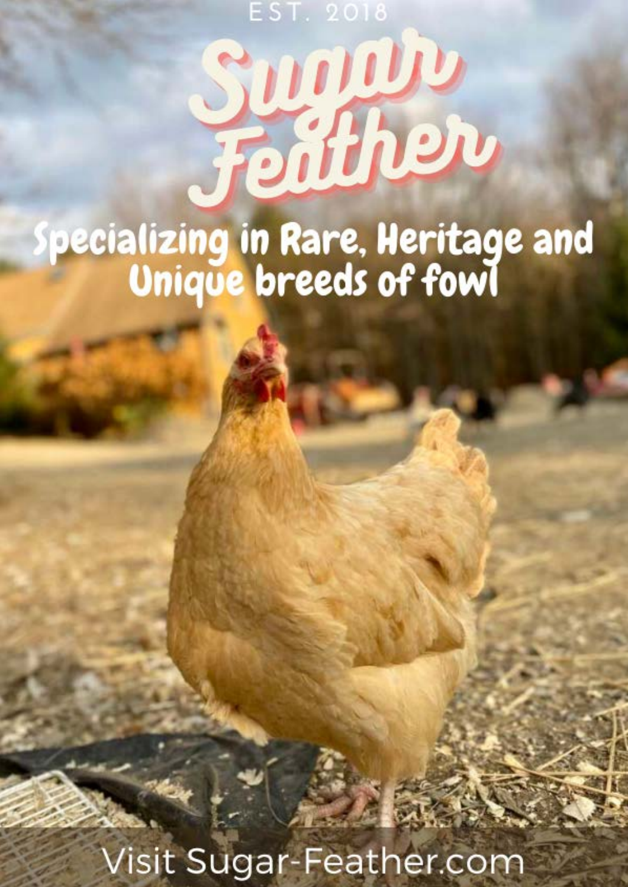EST. 2018

# Sugar Feather

## Specializing in Rare, Heritage and Unique breeds of fowl

Visit Sugar-Feather.com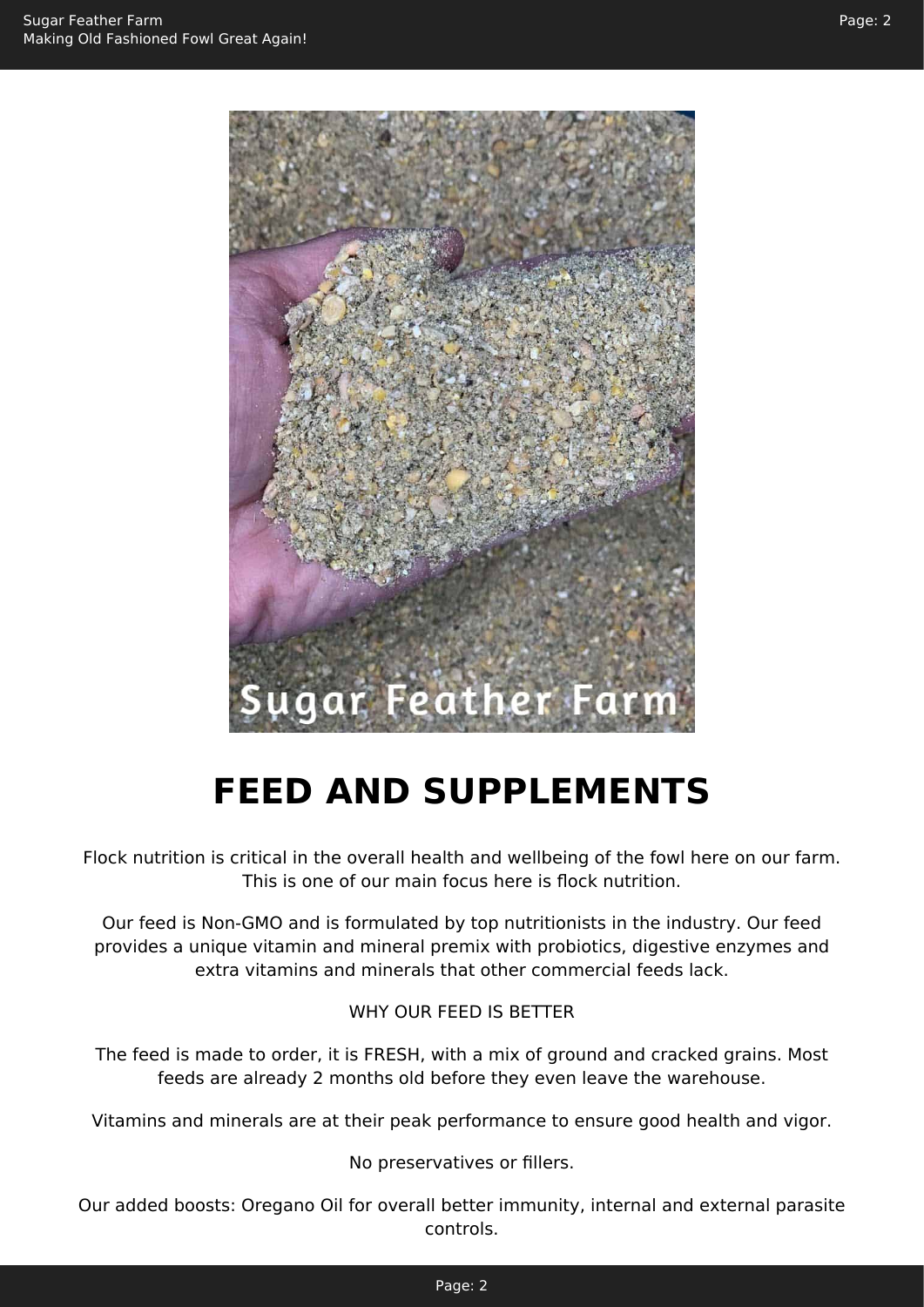# FEED AND SUPPLEMENTS

Flock nutrition is critical in the overall health and wellbeing of the fowl here on our farm. This is one of our main focus here is flock nutrition.

Our feed is Non-GMO and is formulated by top nutritionists in the industry. Our feed provides a unique vitamin and mineral premix with probiotics, digestive enzymes and extra vitamins and minerals that other commercial feeds lack.

WHY OUR FEED IS BETTER

The feed is made to order, it is FRESH, with a mix of ground and cracked grains. Most feeds are already 2 months old before they even leave the warehouse.

Vitamins and minerals are at their peak performance to ensure good health and vigor.

No preservatives or fillers.

Our added boosts: Oregano Oil for overall better immunity, internal and external parasite controls.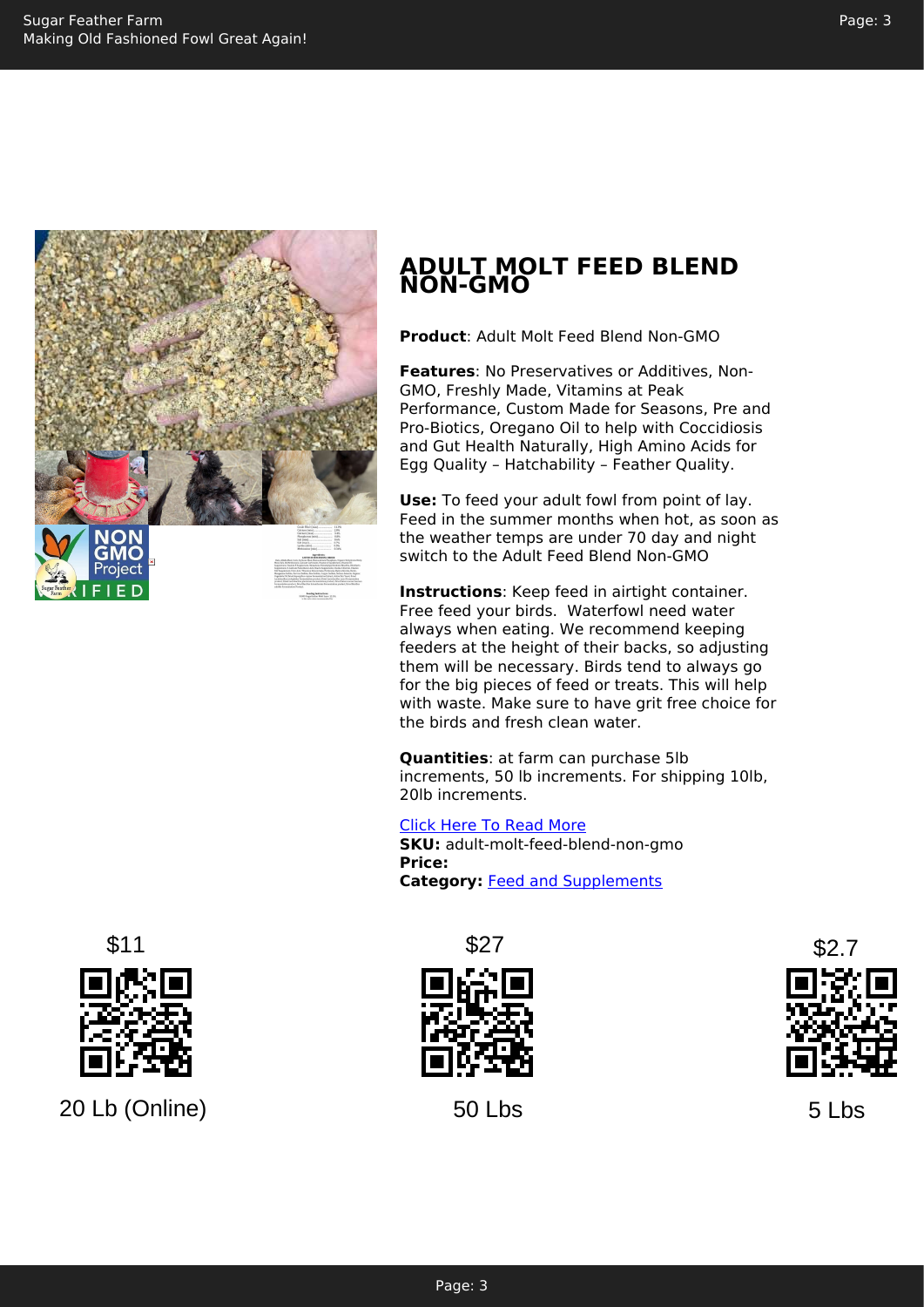# ADULT MOLT FEED BLEND NON-GMO

**Product**: Adult Molt Feed Blend Non-GMO

**Features**: No Preservatives or Additives, Non-GMO, Freshly Made, Vitamins at Peak Performance, Custom Made for Seasons, Pre and Pro-Biotics, Oregano Oil to help with Coccidiosis and Gut Health Naturally, High Amino Acids for Egg Quality – Hatchability – Feather Quality.

**Use:** To feed your adult fowl from point of lay. Feed in the summer months when hot, as soon as the weather temps are under 70 day and night switch to the Adult Feed Blend Non-GMO

**Instructions**: Keep feed in airtight container. Free feed your birds. Waterfowl need water always when eating. We recommend keeping feeders at the height of their backs, so adjusting them will be necessary. Birds tend to always go for the big pieces of feed or treats. This will help with waste. Make sure to have grit free choice for the birds and fresh clean water.

**Quantities**: at farm can purchase 5lb increments, 50 lb increments. For shipping 10lb, 20lb increments.

[Click Here To Read More]

**SKU:** adult-molt-feed-blend-non-gmo
**Price:**
**Category:** [Feed and Supplements]

$11
20 Lb (Online)

$27
50 Lbs

$2.7
5 Lbs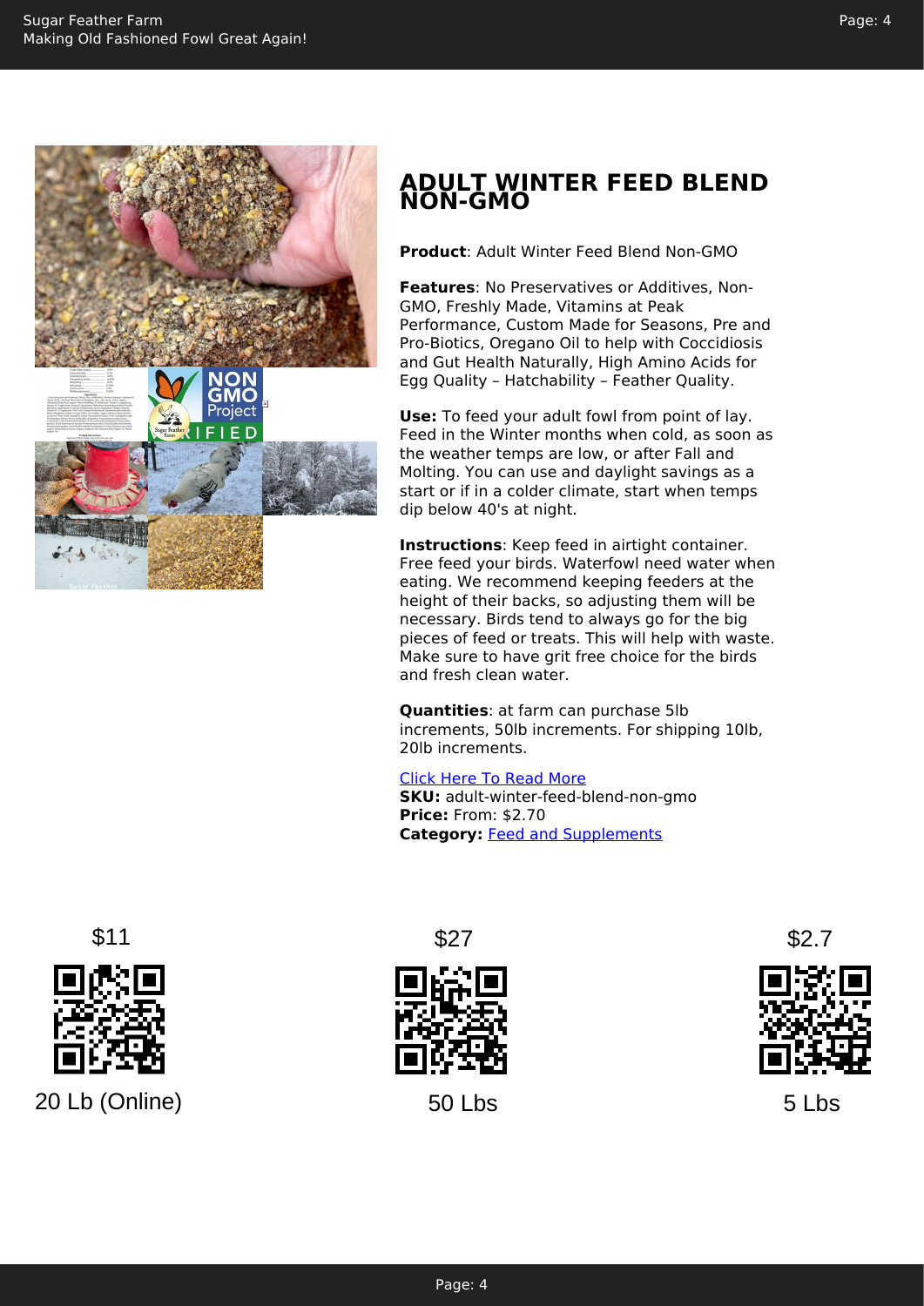# ADULT WINTER FEED BLEND NON-GMO

**Product**: Adult Winter Feed Blend Non-GMO

**Features**: No Preservatives or Additives, Non-GMO, Freshly Made, Vitamins at Peak Performance, Custom Made for Seasons, Pre and Pro-Biotics, Oregano Oil to help with Coccidiosis and Gut Health Naturally, High Amino Acids for Egg Quality – Hatchability – Feather Quality.

**Use:** To feed your adult fowl from point of lay. Feed in the Winter months when cold, as soon as the weather temps are low, or after Fall and Molting. You can use and daylight savings as a start or if in a colder climate, start when temps dip below 40's at night.

**Instructions**: Keep feed in airtight container. Free feed your birds. Waterfowl need water when eating. We recommend keeping feeders at the height of their backs, so adjusting them will be necessary. Birds tend to always go for the big pieces of feed or treats. This will help with waste. Make sure to have grit free choice for the birds and fresh clean water.

**Quantities**: at farm can purchase 5lb increments, 50lb increments. For shipping 10lb, 20lb increments.

[Click Here To Read More]

**SKU:** adult-winter-feed-blend-non-gmo
**Price:** From: $2.70
**Category:** [Feed and Supplements]

| $11 | $27 | $2.7 |
|---|---|---|
| 20 Lb (Online) | 50 Lbs | 5 Lbs |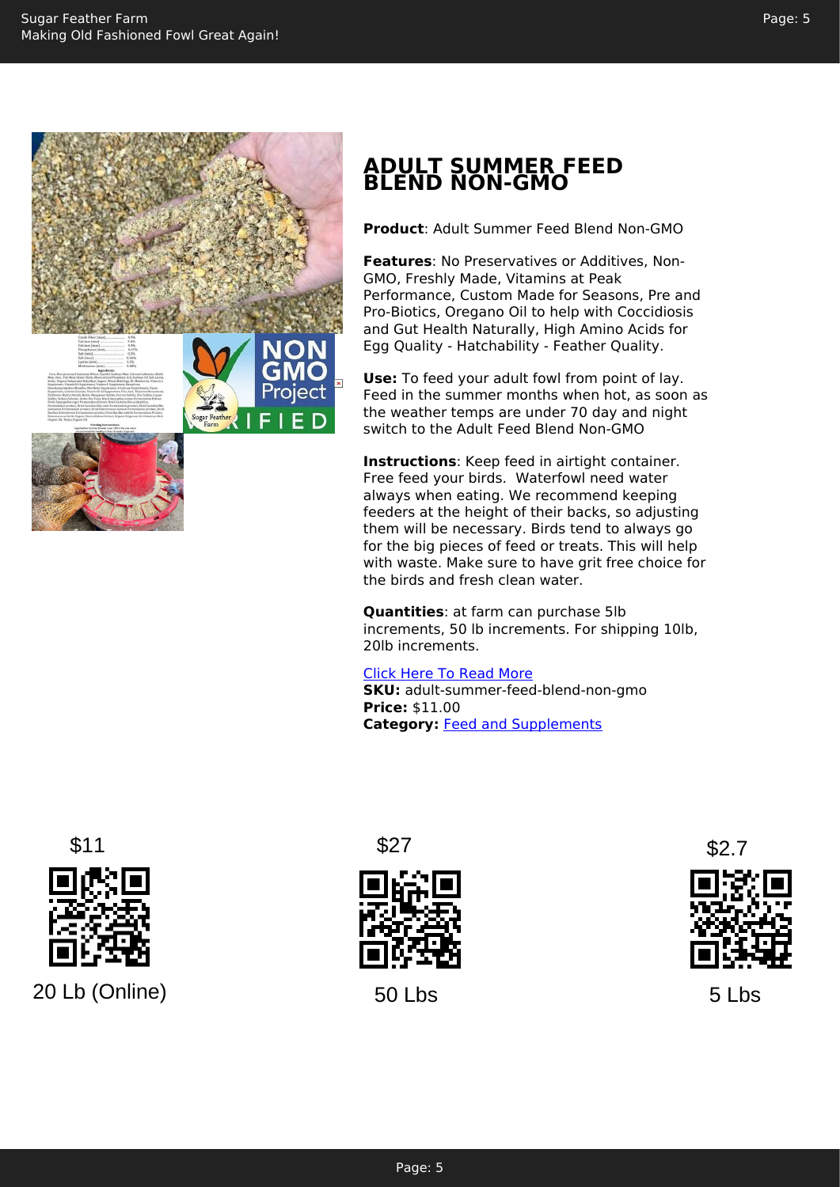# ADULT SUMMER FEED BLEND NON-GMO

**Product**: Adult Summer Feed Blend Non-GMO

**Features**: No Preservatives or Additives, Non-GMO, Freshly Made, Vitamins at Peak Performance, Custom Made for Seasons, Pre and Pro-Biotics, Oregano Oil to help with Coccidiosis and Gut Health Naturally, High Amino Acids for Egg Quality - Hatchability - Feather Quality.

**Use:** To feed your adult fowl from point of lay. Feed in the summer months when hot, as soon as the weather temps are under 70 day and night switch to the Adult Feed Blend Non-GMO

**Instructions**: Keep feed in airtight container. Free feed your birds. Waterfowl need water always when eating. We recommend keeping feeders at the height of their backs, so adjusting them will be necessary. Birds tend to always go for the big pieces of feed or treats. This will help with waste. Make sure to have grit free choice for the birds and fresh clean water.

**Quantities**: at farm can purchase 5lb increments, 50 lb increments. For shipping 10lb, 20lb increments.

[Click Here To Read More]

**SKU:** adult-summer-feed-blend-non-gmo

**Price:** $11.00

**Category:** [Feed and Supplements]

$11

20 Lb (Online)

$27

50 Lbs

$2.7

5 Lbs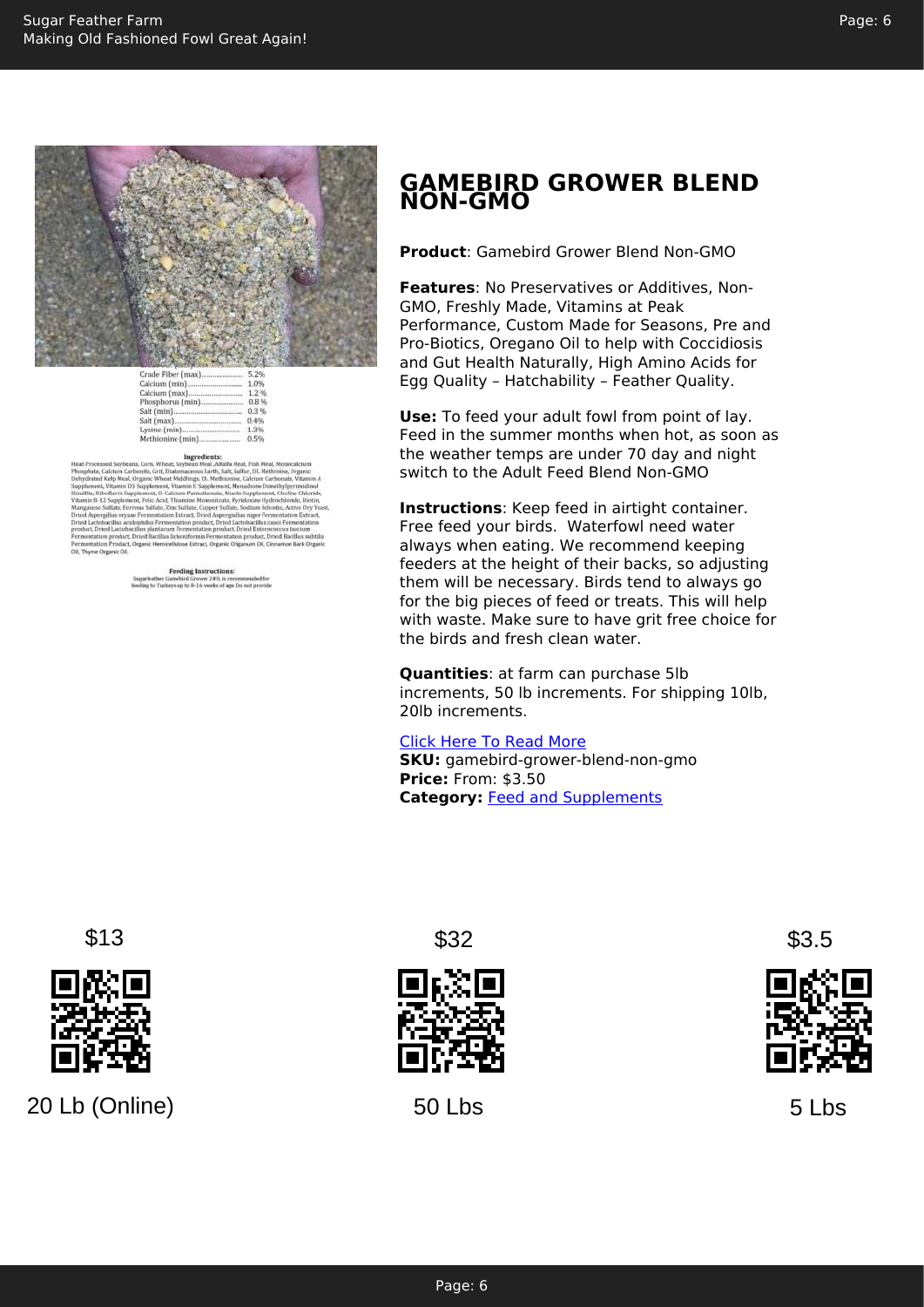| | |
|---|---|
| Crude Fiber (max) | 5.2% |
| Calcium (min) | 1.0% |
| Calcium (max) | 1.2 % |
| Phosphorus (min) | 0.8 % |
| Salt (min) | 0.3 % |
| Salt (max) | 0.4% |
| Lysine (min) | 1.3% |
| Methionine (min) | 0.5% |

**Ingredients:**
Heat Processed Soybeans, Corn, Wheat, Soybean Meal ,Alfalfa Meal, Fish Meal, Monocalcium Phosphate, Calcium Carbonate, Grit, Diatomaceous Earth, Salt, Sulfur, DL Methionine, Organic Dehydrated Kelp Meal, Organic Wheat Middlings, DL Methionine, Calcium Carbonate, Vitamin A Supplement, Vitamin D3 Supplement, Vitamin E Supplement, Menadione Dimethylpyrimidinol Bisulfite, Riboflavin Supplement, D-Calcium Pantothenate, Niacin Supplement, Choline Chloride, Vitamin B-12 Supplement, Folic Acid, Thiamine Mononitrate, Pyridoxine Hydrochloride, Biotin, Manganese Sulfate, Ferrous Sulfate, Zinc Sulfate, Copper Sulfate, Sodium Selenite, Active Dry Yeast, Dried Aspergillus oryzae Fermentation Extract, Dried Aspergillus niger Fermentation Extract, Dried Lactobacillus acidophilus Fermentation product, Dried Lactobacillus casei Fermentation product, Dried Lactobacillus plantarum Fermentation product, Dried Enterococcus faecium Fermentation product, Dried Bacillus licheniformis Fermentation product, Dried Bacillus subtilis Fermentation Product, Organic Hemicellulose Extract, Organic Origanum Oil, Cinnamon Bark Organic Oil, Thyme Organic Oil.

**Feeding Instructions:**
Sugarfeather Gamebird Grower 24% is recommended for feeding to Turkeys up to 8-16 weeks of age Do not provide

# GAMEBIRD GROWER BLEND NON-GMO

**Product**: Gamebird Grower Blend Non-GMO

**Features**: No Preservatives or Additives, Non-GMO, Freshly Made, Vitamins at Peak Performance, Custom Made for Seasons, Pre and Pro-Biotics, Oregano Oil to help with Coccidiosis and Gut Health Naturally, High Amino Acids for Egg Quality – Hatchability – Feather Quality.

**Use:** To feed your adult fowl from point of lay. Feed in the summer months when hot, as soon as the weather temps are under 70 day and night switch to the Adult Feed Blend Non-GMO

**Instructions**: Keep feed in airtight container. Free feed your birds. Waterfowl need water always when eating. We recommend keeping feeders at the height of their backs, so adjusting them will be necessary. Birds tend to always go for the big pieces of feed or treats. This will help with waste. Make sure to have grit free choice for the birds and fresh clean water.

**Quantities**: at farm can purchase 5lb increments, 50 lb increments. For shipping 10lb, 20lb increments.

[Click Here To Read More]
**SKU:** gamebird-grower-blend-non-gmo
**Price:** From: $3.50
**Category:** [Feed and Supplements]

| $13 | $32 | $3.5 |
|---|---|---|
| 20 Lb (Online) | 50 Lbs | 5 Lbs |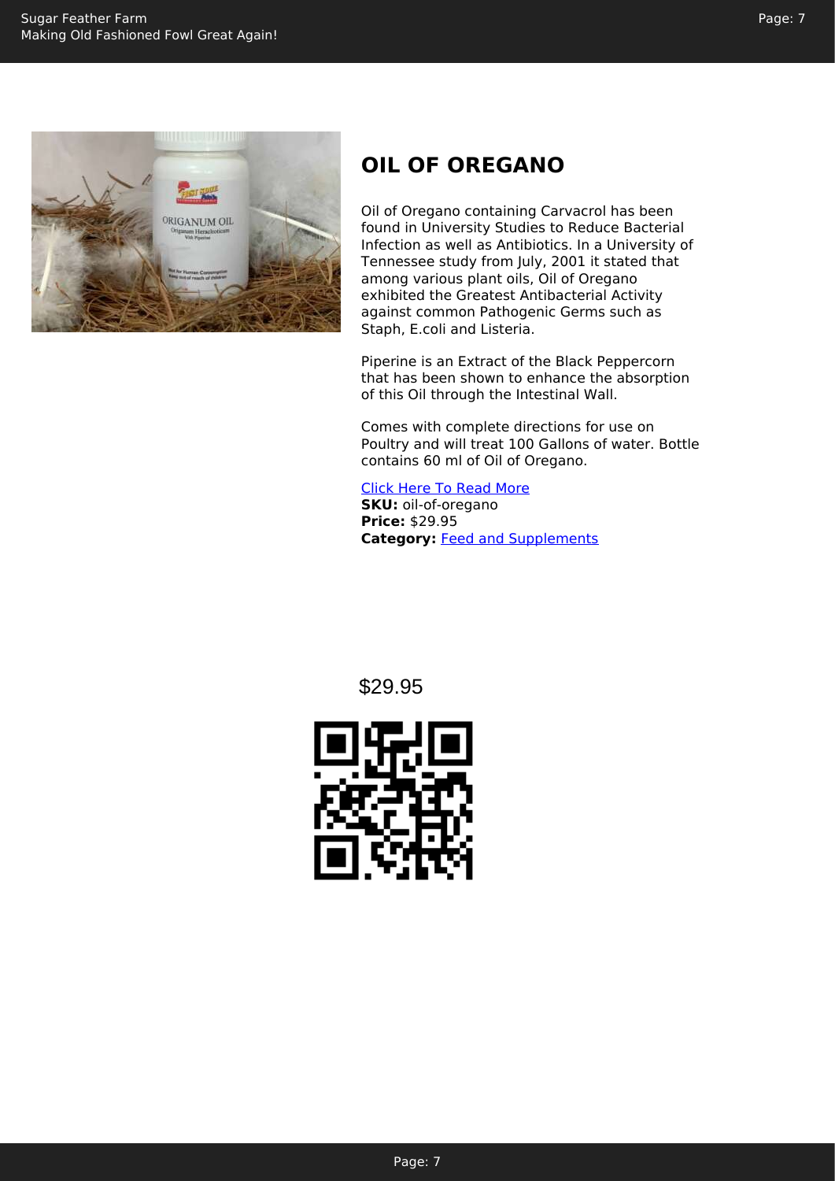## OIL OF OREGANO

Oil of Oregano containing Carvacrol has been found in University Studies to Reduce Bacterial Infection as well as Antibiotics. In a University of Tennessee study from July, 2001 it stated that among various plant oils, Oil of Oregano exhibited the Greatest Antibacterial Activity against common Pathogenic Germs such as Staph, E.coli and Listeria.

Piperine is an Extract of the Black Peppercorn that has been shown to enhance the absorption of this Oil through the Intestinal Wall.

Comes with complete directions for use on Poultry and will treat 100 Gallons of water. Bottle contains 60 ml of Oil of Oregano.

[Click Here To Read More]
**SKU:** oil-of-oregano
**Price:** $29.95
**Category:** [Feed and Supplements]

$29.95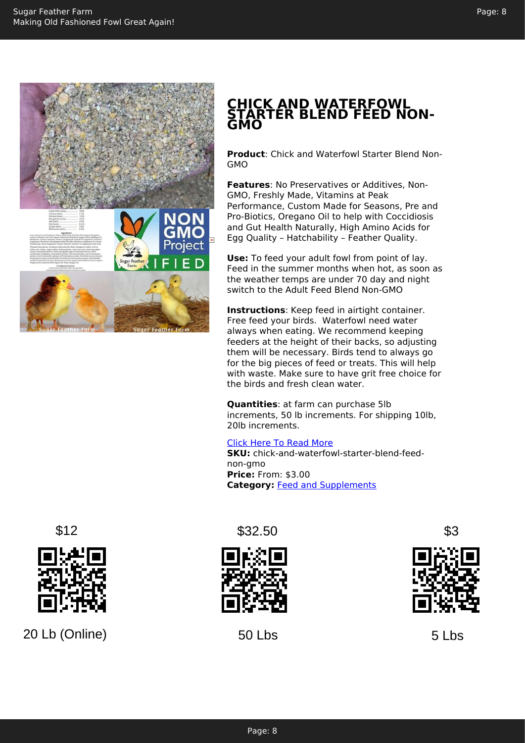# CHICK AND WATERFOWL STARTER BLEND FEED NON-GMO

**Product**: Chick and Waterfowl Starter Blend Non-GMO

**Features**: No Preservatives or Additives, Non-GMO, Freshly Made, Vitamins at Peak Performance, Custom Made for Seasons, Pre and Pro-Biotics, Oregano Oil to help with Coccidiosis and Gut Health Naturally, High Amino Acids for Egg Quality – Hatchability – Feather Quality.

**Use:** To feed your adult fowl from point of lay. Feed in the summer months when hot, as soon as the weather temps are under 70 day and night switch to the Adult Feed Blend Non-GMO

**Instructions**: Keep feed in airtight container. Free feed your birds. Waterfowl need water always when eating. We recommend keeping feeders at the height of their backs, so adjusting them will be necessary. Birds tend to always go for the big pieces of feed or treats. This will help with waste. Make sure to have grit free choice for the birds and fresh clean water.

**Quantities**: at farm can purchase 5lb increments, 50 lb increments. For shipping 10lb, 20lb increments.

[Click Here To Read More]

**SKU:** chick-and-waterfowl-starter-blend-feed-non-gmo

**Price:** From: $3.00

**Category:** Feed and Supplements

| $12 | $32.50 | $3 |
|---|---|---|
| 20 Lb (Online) | 50 Lbs | 5 Lbs |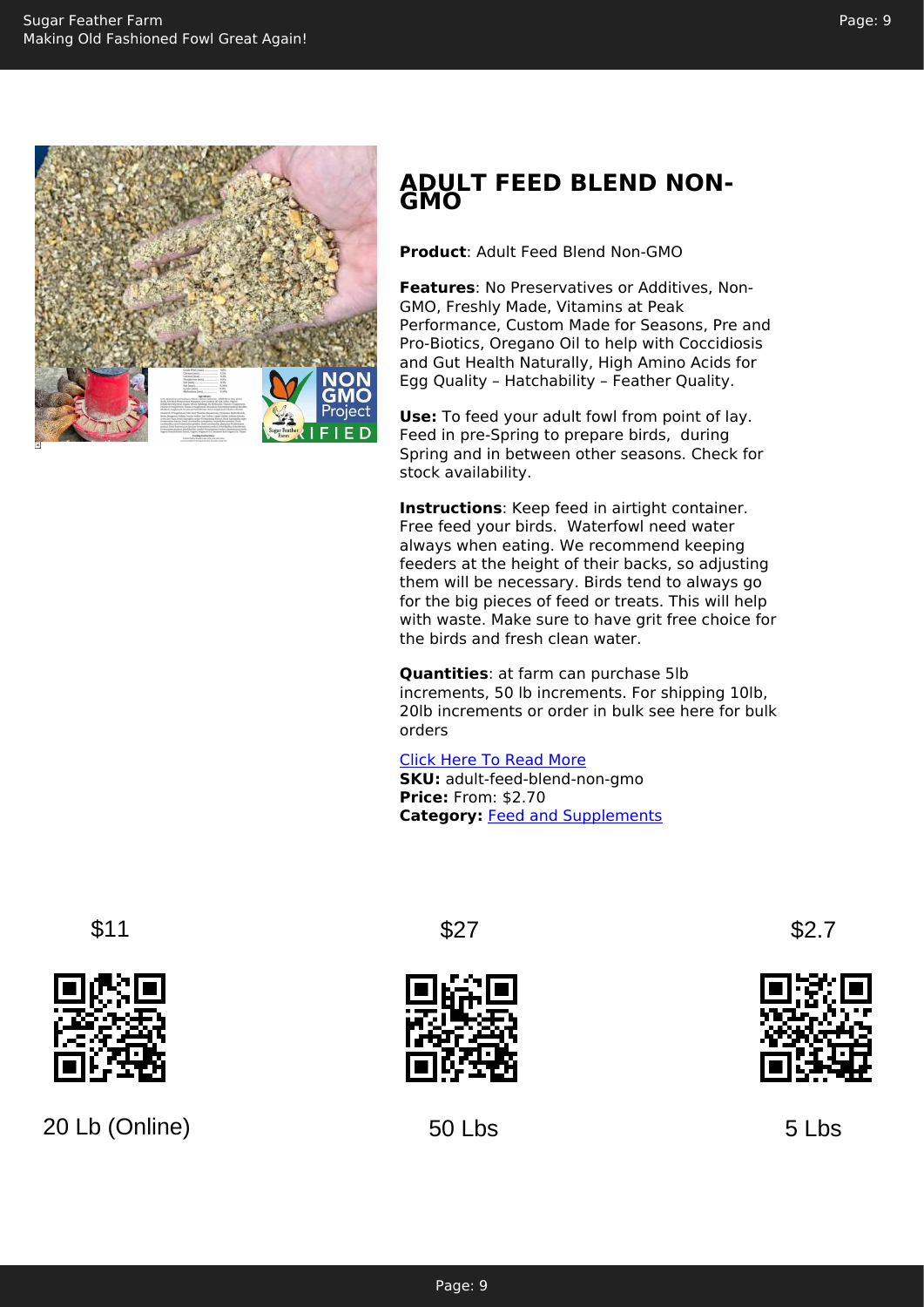## ADULT FEED BLEND NON-GMO

**Product**: Adult Feed Blend Non-GMO

**Features**: No Preservatives or Additives, Non-GMO, Freshly Made, Vitamins at Peak Performance, Custom Made for Seasons, Pre and Pro-Biotics, Oregano Oil to help with Coccidiosis and Gut Health Naturally, High Amino Acids for Egg Quality – Hatchability – Feather Quality.

**Use:** To feed your adult fowl from point of lay. Feed in pre-Spring to prepare birds, during Spring and in between other seasons. Check for stock availability.

**Instructions**: Keep feed in airtight container. Free feed your birds. Waterfowl need water always when eating. We recommend keeping feeders at the height of their backs, so adjusting them will be necessary. Birds tend to always go for the big pieces of feed or treats. This will help with waste. Make sure to have grit free choice for the birds and fresh clean water.

**Quantities**: at farm can purchase 5lb increments, 50 lb increments. For shipping 10lb, 20lb increments or order in bulk see here for bulk orders

Click Here To Read More

**SKU:** adult-feed-blend-non-gmo

**Price:** From: $2.70

**Category:** Feed and Supplements

| $11 | $27 | $2.7 |
|---|---|---|
| 20 Lb (Online) | 50 Lbs | 5 Lbs |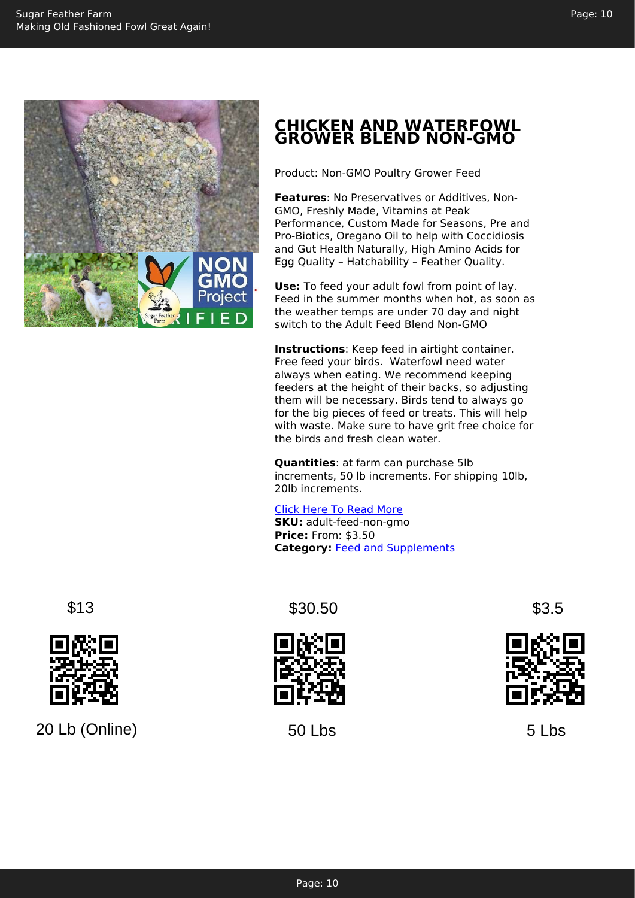## CHICKEN AND WATERFOWL GROWER BLEND NON-GMO

Product: Non-GMO Poultry Grower Feed

**Features**: No Preservatives or Additives, Non-GMO, Freshly Made, Vitamins at Peak Performance, Custom Made for Seasons, Pre and Pro-Biotics, Oregano Oil to help with Coccidiosis and Gut Health Naturally, High Amino Acids for Egg Quality – Hatchability – Feather Quality.

**Use:** To feed your adult fowl from point of lay. Feed in the summer months when hot, as soon as the weather temps are under 70 day and night switch to the Adult Feed Blend Non-GMO

**Instructions**: Keep feed in airtight container. Free feed your birds. Waterfowl need water always when eating. We recommend keeping feeders at the height of their backs, so adjusting them will be necessary. Birds tend to always go for the big pieces of feed or treats. This will help with waste. Make sure to have grit free choice for the birds and fresh clean water.

**Quantities**: at farm can purchase 5lb increments, 50 lb increments. For shipping 10lb, 20lb increments.

Click Here To Read More

**SKU:** adult-feed-non-gmo

**Price:** From: $3.50

**Category:** Feed and Supplements

$13

20 Lb (Online)

$30.50

50 Lbs

$3.5

5 Lbs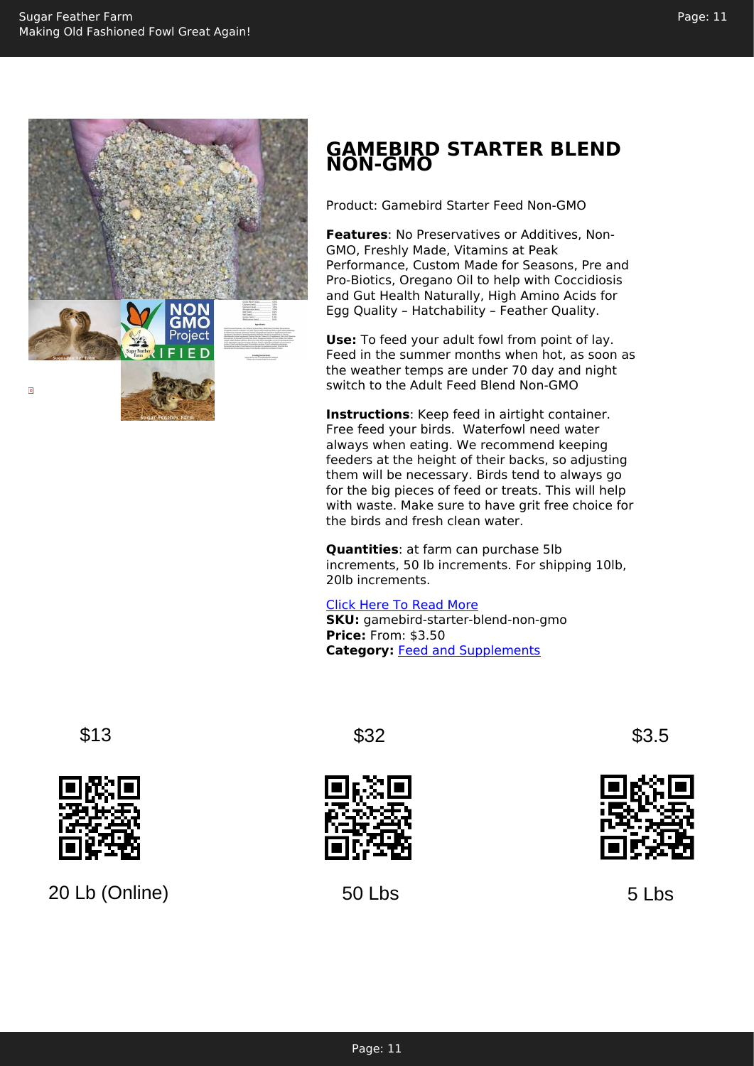# GAMEBIRD STARTER BLEND NON-GMO

Product: Gamebird Starter Feed Non-GMO

**Features**: No Preservatives or Additives, Non-GMO, Freshly Made, Vitamins at Peak Performance, Custom Made for Seasons, Pre and Pro-Biotics, Oregano Oil to help with Coccidiosis and Gut Health Naturally, High Amino Acids for Egg Quality – Hatchability – Feather Quality.

**Use:** To feed your adult fowl from point of lay. Feed in the summer months when hot, as soon as the weather temps are under 70 day and night switch to the Adult Feed Blend Non-GMO

**Instructions**: Keep feed in airtight container. Free feed your birds. Waterfowl need water always when eating. We recommend keeping feeders at the height of their backs, so adjusting them will be necessary. Birds tend to always go for the big pieces of feed or treats. This will help with waste. Make sure to have grit free choice for the birds and fresh clean water.

**Quantities**: at farm can purchase 5lb increments, 50 lb increments. For shipping 10lb, 20lb increments.

Click Here To Read More

**SKU:** gamebird-starter-blend-non-gmo

**Price:** From: $3.50

**Category:** Feed and Supplements

| $13 | $32 | $3.5 |
|---|---|---|
| 20 Lb (Online) | 50 Lbs | 5 Lbs |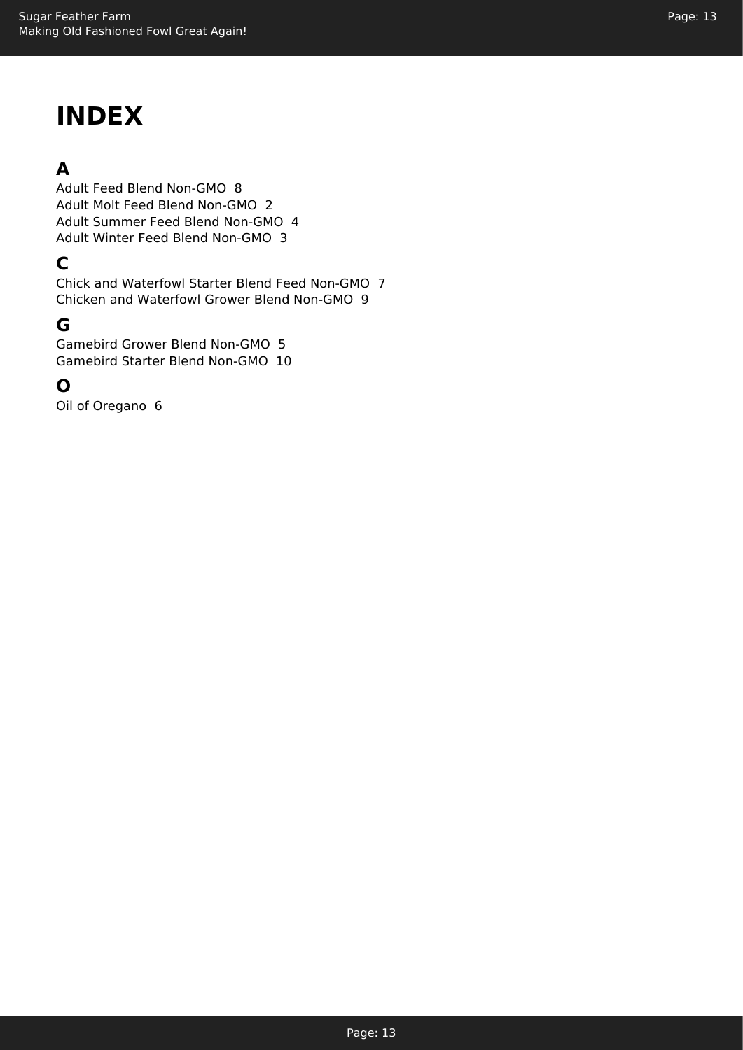# INDEX

## A

Adult Feed Blend Non-GMO  8
Adult Molt Feed Blend Non-GMO  2
Adult Summer Feed Blend Non-GMO  4
Adult Winter Feed Blend Non-GMO  3

## C

Chick and Waterfowl Starter Blend Feed Non-GMO  7
Chicken and Waterfowl Grower Blend Non-GMO  9

## G

Gamebird Grower Blend Non-GMO  5
Gamebird Starter Blend Non-GMO  10

## O

Oil of Oregano  6